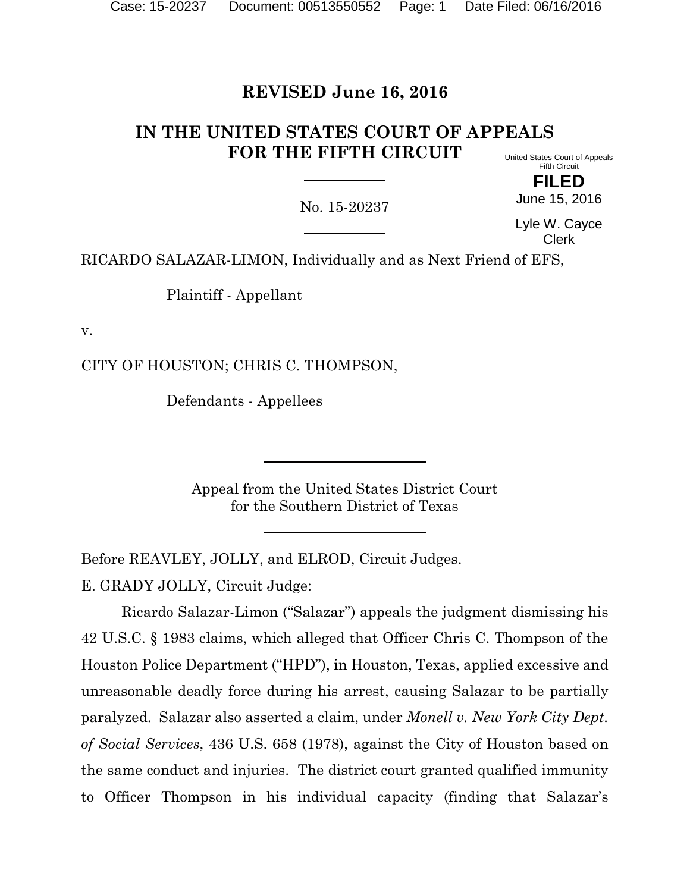**REVISED June 16, 2016**

# IN THE UNITED STATES COURT OF APPEALS FOR THE FIFTH CIRCUIT

United States Court of Appeals
Fifth Circuit

**FILED**

June 15, 2016

Lyle W. Cayce
Clerk

No. 15-20237

RICARDO SALAZAR-LIMON, Individually and as Next Friend of EFS,

Plaintiff - Appellant

v.

CITY OF HOUSTON; CHRIS C. THOMPSON,

Defendants - Appellees

Appeal from the United States District Court
for the Southern District of Texas

Before REAVLEY, JOLLY, and ELROD, Circuit Judges.

E. GRADY JOLLY, Circuit Judge:

Ricardo Salazar-Limon ("Salazar") appeals the judgment dismissing his 42 U.S.C. § 1983 claims, which alleged that Officer Chris C. Thompson of the Houston Police Department ("HPD"), in Houston, Texas, applied excessive and unreasonable deadly force during his arrest, causing Salazar to be partially paralyzed. Salazar also asserted a claim, under *Monell v. New York City Dept. of Social Services*, 436 U.S. 658 (1978), against the City of Houston based on the same conduct and injuries. The district court granted qualified immunity to Officer Thompson in his individual capacity (finding that Salazar's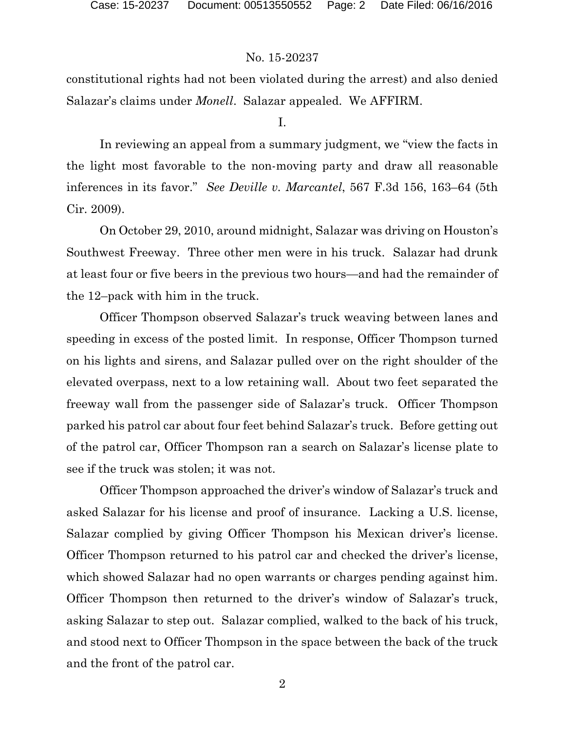constitutional rights had not been violated during the arrest) and also denied Salazar's claims under *Monell*. Salazar appealed. We AFFIRM.

I.

In reviewing an appeal from a summary judgment, we "view the facts in the light most favorable to the non-moving party and draw all reasonable inferences in its favor." *See Deville v. Marcantel*, 567 F.3d 156, 163–64 (5th Cir. 2009).

On October 29, 2010, around midnight, Salazar was driving on Houston's Southwest Freeway. Three other men were in his truck. Salazar had drunk at least four or five beers in the previous two hours—and had the remainder of the 12–pack with him in the truck.

Officer Thompson observed Salazar's truck weaving between lanes and speeding in excess of the posted limit. In response, Officer Thompson turned on his lights and sirens, and Salazar pulled over on the right shoulder of the elevated overpass, next to a low retaining wall. About two feet separated the freeway wall from the passenger side of Salazar's truck. Officer Thompson parked his patrol car about four feet behind Salazar's truck. Before getting out of the patrol car, Officer Thompson ran a search on Salazar's license plate to see if the truck was stolen; it was not.

Officer Thompson approached the driver's window of Salazar's truck and asked Salazar for his license and proof of insurance. Lacking a U.S. license, Salazar complied by giving Officer Thompson his Mexican driver's license. Officer Thompson returned to his patrol car and checked the driver's license, which showed Salazar had no open warrants or charges pending against him. Officer Thompson then returned to the driver's window of Salazar's truck, asking Salazar to step out. Salazar complied, walked to the back of his truck, and stood next to Officer Thompson in the space between the back of the truck and the front of the patrol car.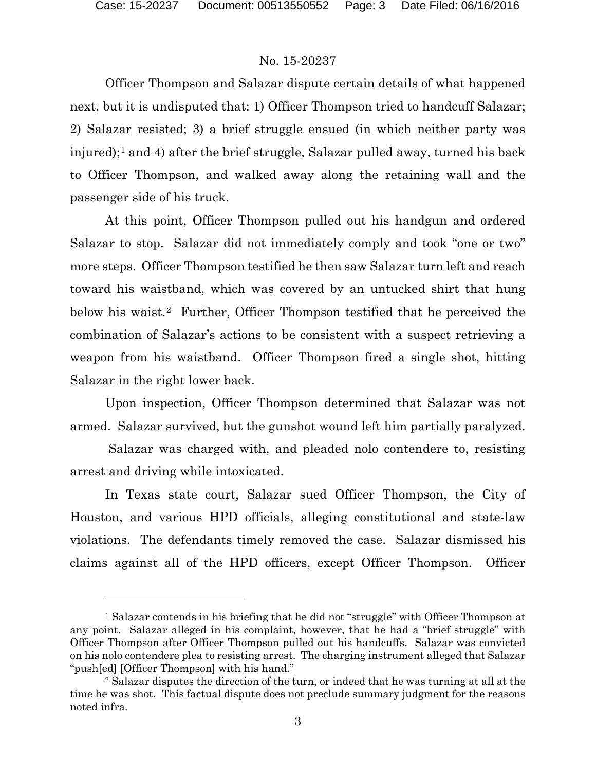Officer Thompson and Salazar dispute certain details of what happened next, but it is undisputed that: 1) Officer Thompson tried to handcuff Salazar; 2) Salazar resisted; 3) a brief struggle ensued (in which neither party was injured);[1] and 4) after the brief struggle, Salazar pulled away, turned his back to Officer Thompson, and walked away along the retaining wall and the passenger side of his truck.

At this point, Officer Thompson pulled out his handgun and ordered Salazar to stop. Salazar did not immediately comply and took "one or two" more steps. Officer Thompson testified he then saw Salazar turn left and reach toward his waistband, which was covered by an untucked shirt that hung below his waist.[2] Further, Officer Thompson testified that he perceived the combination of Salazar's actions to be consistent with a suspect retrieving a weapon from his waistband. Officer Thompson fired a single shot, hitting Salazar in the right lower back.

Upon inspection, Officer Thompson determined that Salazar was not armed. Salazar survived, but the gunshot wound left him partially paralyzed.

Salazar was charged with, and pleaded nolo contendere to, resisting arrest and driving while intoxicated.

In Texas state court, Salazar sued Officer Thompson, the City of Houston, and various HPD officials, alleging constitutional and state-law violations. The defendants timely removed the case. Salazar dismissed his claims against all of the HPD officers, except Officer Thompson. Officer

---

[1] Salazar contends in his briefing that he did not "struggle" with Officer Thompson at any point. Salazar alleged in his complaint, however, that he had a "brief struggle" with Officer Thompson after Officer Thompson pulled out his handcuffs. Salazar was convicted on his nolo contendere plea to resisting arrest. The charging instrument alleged that Salazar "push[ed] [Officer Thompson] with his hand."

[2] Salazar disputes the direction of the turn, or indeed that he was turning at all at the time he was shot. This factual dispute does not preclude summary judgment for the reasons noted infra.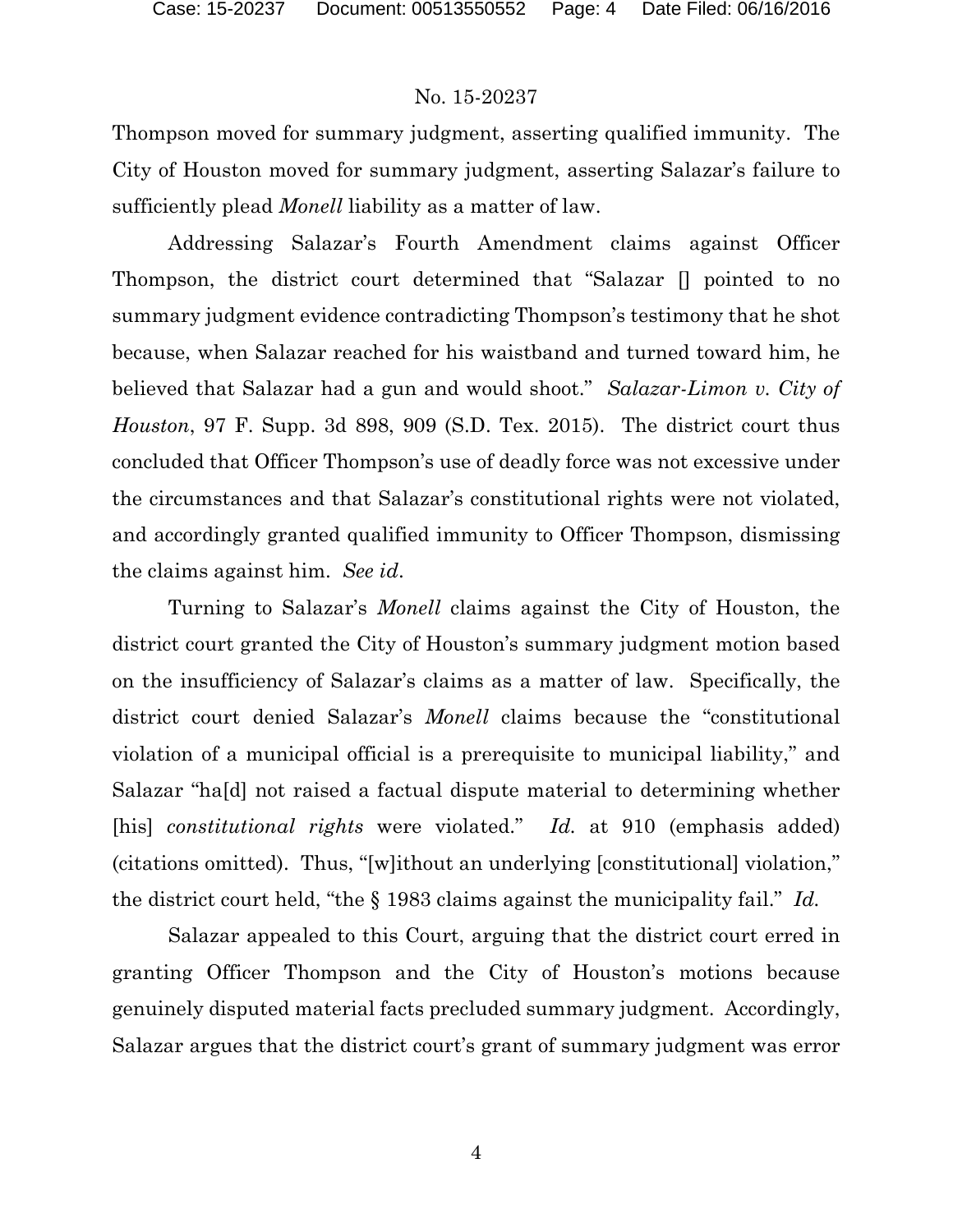Thompson moved for summary judgment, asserting qualified immunity. The City of Houston moved for summary judgment, asserting Salazar's failure to sufficiently plead *Monell* liability as a matter of law.

Addressing Salazar's Fourth Amendment claims against Officer Thompson, the district court determined that "Salazar [] pointed to no summary judgment evidence contradicting Thompson's testimony that he shot because, when Salazar reached for his waistband and turned toward him, he believed that Salazar had a gun and would shoot." *Salazar-Limon v. City of Houston*, 97 F. Supp. 3d 898, 909 (S.D. Tex. 2015). The district court thus concluded that Officer Thompson's use of deadly force was not excessive under the circumstances and that Salazar's constitutional rights were not violated, and accordingly granted qualified immunity to Officer Thompson, dismissing the claims against him. *See id*.

Turning to Salazar's *Monell* claims against the City of Houston, the district court granted the City of Houston's summary judgment motion based on the insufficiency of Salazar's claims as a matter of law. Specifically, the district court denied Salazar's *Monell* claims because the "constitutional violation of a municipal official is a prerequisite to municipal liability," and Salazar "ha[d] not raised a factual dispute material to determining whether [his] *constitutional rights* were violated." *Id.* at 910 (emphasis added) (citations omitted). Thus, "[w]ithout an underlying [constitutional] violation," the district court held, "the § 1983 claims against the municipality fail." *Id.*

Salazar appealed to this Court, arguing that the district court erred in granting Officer Thompson and the City of Houston's motions because genuinely disputed material facts precluded summary judgment. Accordingly, Salazar argues that the district court's grant of summary judgment was error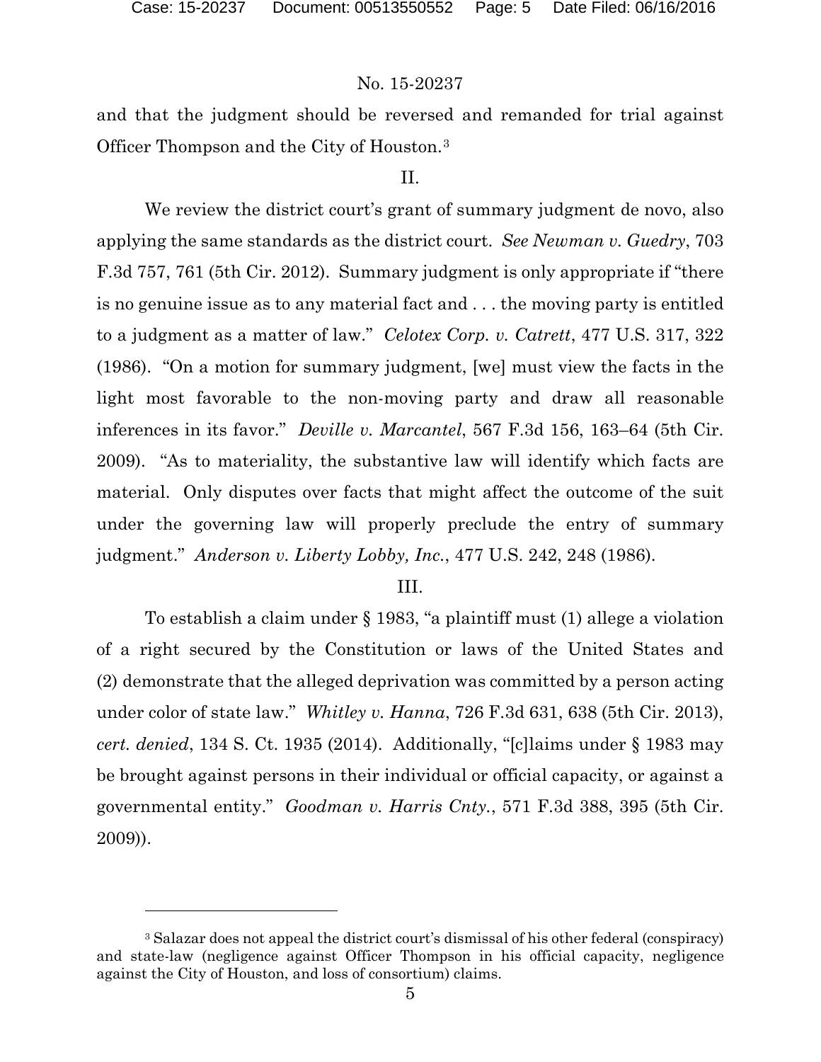and that the judgment should be reversed and remanded for trial against Officer Thompson and the City of Houston.[3]

II.

We review the district court's grant of summary judgment de novo, also applying the same standards as the district court. *See Newman v. Guedry*, 703 F.3d 757, 761 (5th Cir. 2012). Summary judgment is only appropriate if "there is no genuine issue as to any material fact and . . . the moving party is entitled to a judgment as a matter of law." *Celotex Corp. v. Catrett*, 477 U.S. 317, 322 (1986). "On a motion for summary judgment, [we] must view the facts in the light most favorable to the non-moving party and draw all reasonable inferences in its favor." *Deville v. Marcantel*, 567 F.3d 156, 163–64 (5th Cir. 2009). "As to materiality, the substantive law will identify which facts are material. Only disputes over facts that might affect the outcome of the suit under the governing law will properly preclude the entry of summary judgment." *Anderson v. Liberty Lobby, Inc.*, 477 U.S. 242, 248 (1986).

III.

To establish a claim under § 1983, "a plaintiff must (1) allege a violation of a right secured by the Constitution or laws of the United States and (2) demonstrate that the alleged deprivation was committed by a person acting under color of state law." *Whitley v. Hanna*, 726 F.3d 631, 638 (5th Cir. 2013), *cert. denied*, 134 S. Ct. 1935 (2014). Additionally, "[c]laims under § 1983 may be brought against persons in their individual or official capacity, or against a governmental entity." *Goodman v. Harris Cnty.*, 571 F.3d 388, 395 (5th Cir. 2009)).

---

[3] Salazar does not appeal the district court's dismissal of his other federal (conspiracy) and state-law (negligence against Officer Thompson in his official capacity, negligence against the City of Houston, and loss of consortium) claims.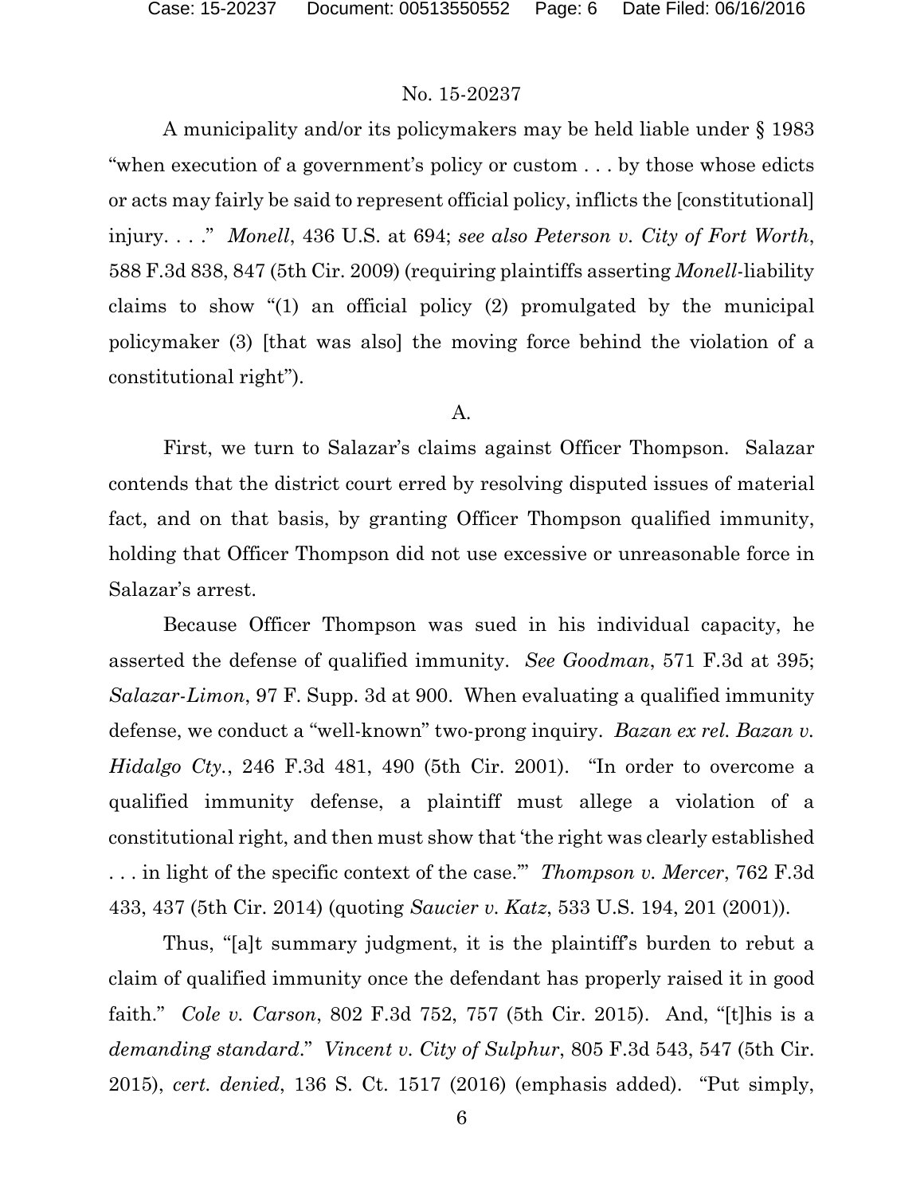A municipality and/or its policymakers may be held liable under § 1983 "when execution of a government's policy or custom . . . by those whose edicts or acts may fairly be said to represent official policy, inflicts the [constitutional] injury. . . ." *Monell*, 436 U.S. at 694; *see also Peterson v. City of Fort Worth*, 588 F.3d 838, 847 (5th Cir. 2009) (requiring plaintiffs asserting *Monell*-liability claims to show "(1) an official policy (2) promulgated by the municipal policymaker (3) [that was also] the moving force behind the violation of a constitutional right").

A.

First, we turn to Salazar's claims against Officer Thompson. Salazar contends that the district court erred by resolving disputed issues of material fact, and on that basis, by granting Officer Thompson qualified immunity, holding that Officer Thompson did not use excessive or unreasonable force in Salazar's arrest.

Because Officer Thompson was sued in his individual capacity, he asserted the defense of qualified immunity. *See Goodman*, 571 F.3d at 395; *Salazar-Limon*, 97 F. Supp. 3d at 900. When evaluating a qualified immunity defense, we conduct a "well-known" two-prong inquiry. *Bazan ex rel. Bazan v. Hidalgo Cty.*, 246 F.3d 481, 490 (5th Cir. 2001). "In order to overcome a qualified immunity defense, a plaintiff must allege a violation of a constitutional right, and then must show that 'the right was clearly established . . . in light of the specific context of the case.'" *Thompson v. Mercer*, 762 F.3d 433, 437 (5th Cir. 2014) (quoting *Saucier v. Katz*, 533 U.S. 194, 201 (2001)).

Thus, "[a]t summary judgment, it is the plaintiff's burden to rebut a claim of qualified immunity once the defendant has properly raised it in good faith." *Cole v. Carson*, 802 F.3d 752, 757 (5th Cir. 2015). And, "[t]his is a *demanding standard*." *Vincent v. City of Sulphur*, 805 F.3d 543, 547 (5th Cir. 2015), *cert. denied*, 136 S. Ct. 1517 (2016) (emphasis added). "Put simply,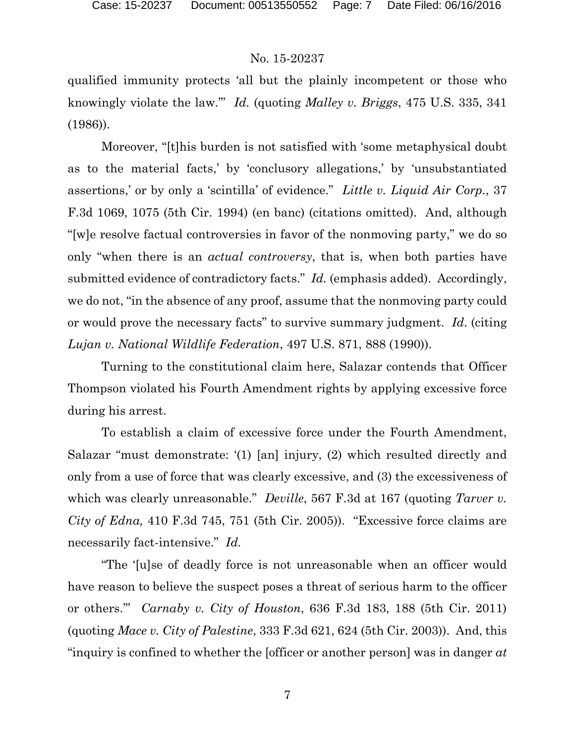qualified immunity protects 'all but the plainly incompetent or those who knowingly violate the law.'" *Id.* (quoting *Malley v. Briggs*, 475 U.S. 335, 341 (1986)).

Moreover, "[t]his burden is not satisfied with 'some metaphysical doubt as to the material facts,' by 'conclusory allegations,' by 'unsubstantiated assertions,' or by only a 'scintilla' of evidence." *Little v. Liquid Air Corp.*, 37 F.3d 1069, 1075 (5th Cir. 1994) (en banc) (citations omitted). And, although "[w]e resolve factual controversies in favor of the nonmoving party," we do so only "when there is an *actual controversy*, that is, when both parties have submitted evidence of contradictory facts." *Id.* (emphasis added). Accordingly, we do not, "in the absence of any proof, assume that the nonmoving party could or would prove the necessary facts" to survive summary judgment. *Id*. (citing *Lujan v. National Wildlife Federation*, 497 U.S. 871, 888 (1990)).

Turning to the constitutional claim here, Salazar contends that Officer Thompson violated his Fourth Amendment rights by applying excessive force during his arrest.

To establish a claim of excessive force under the Fourth Amendment, Salazar "must demonstrate: '(1) [an] injury, (2) which resulted directly and only from a use of force that was clearly excessive, and (3) the excessiveness of which was clearly unreasonable." *Deville*, 567 F.3d at 167 (quoting *Tarver v. City of Edna,* 410 F.3d 745, 751 (5th Cir. 2005)). "Excessive force claims are necessarily fact-intensive." *Id.*

"The '[u]se of deadly force is not unreasonable when an officer would have reason to believe the suspect poses a threat of serious harm to the officer or others.'" *Carnaby v. City of Houston*, 636 F.3d 183, 188 (5th Cir. 2011) (quoting *Mace v. City of Palestine*, 333 F.3d 621, 624 (5th Cir. 2003)). And, this "inquiry is confined to whether the [officer or another person] was in danger *at*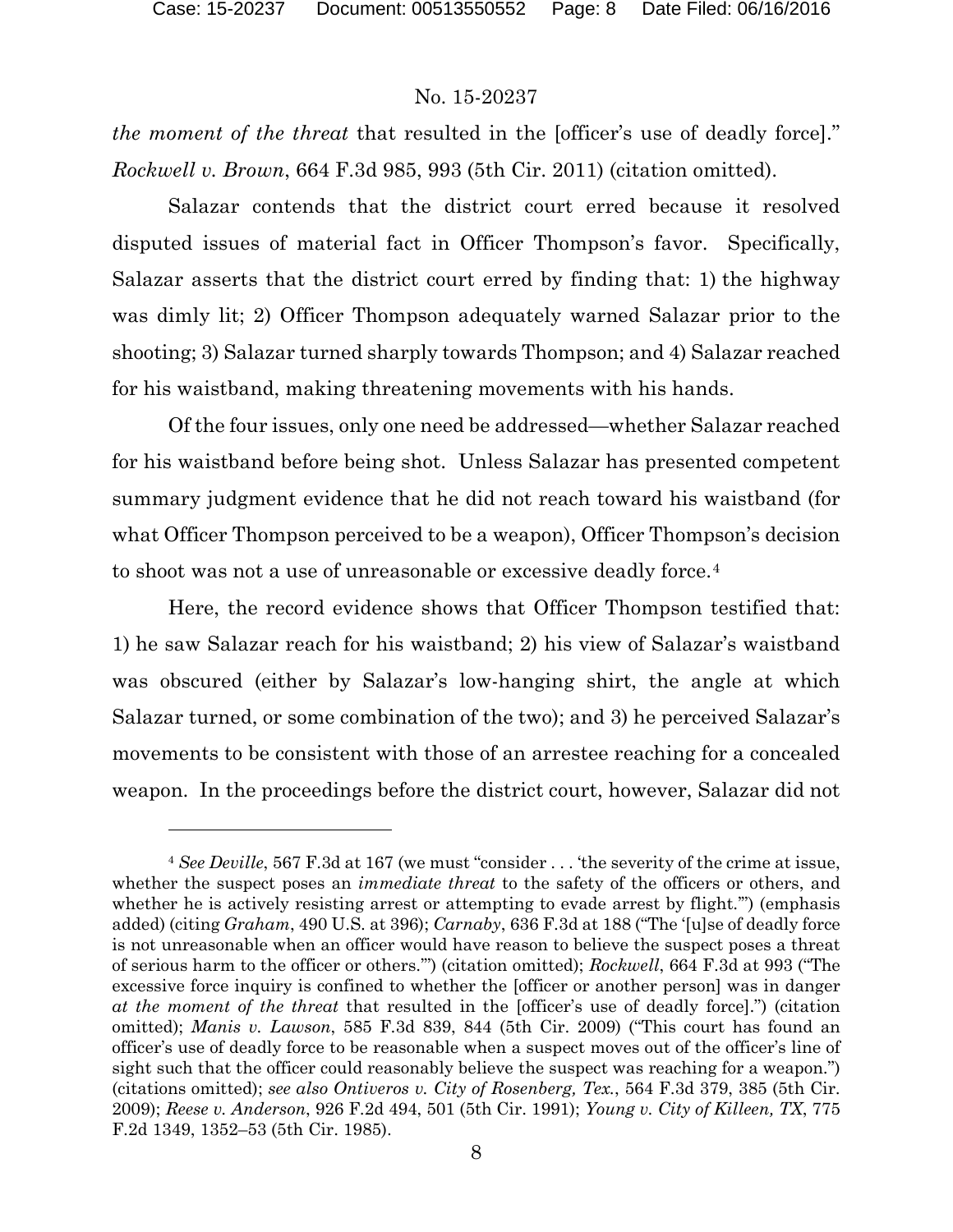*the moment of the threat* that resulted in the [officer's use of deadly force]." *Rockwell v. Brown*, 664 F.3d 985, 993 (5th Cir. 2011) (citation omitted).

Salazar contends that the district court erred because it resolved disputed issues of material fact in Officer Thompson's favor. Specifically, Salazar asserts that the district court erred by finding that: 1) the highway was dimly lit; 2) Officer Thompson adequately warned Salazar prior to the shooting; 3) Salazar turned sharply towards Thompson; and 4) Salazar reached for his waistband, making threatening movements with his hands.

Of the four issues, only one need be addressed—whether Salazar reached for his waistband before being shot. Unless Salazar has presented competent summary judgment evidence that he did not reach toward his waistband (for what Officer Thompson perceived to be a weapon), Officer Thompson's decision to shoot was not a use of unreasonable or excessive deadly force.[4]

Here, the record evidence shows that Officer Thompson testified that: 1) he saw Salazar reach for his waistband; 2) his view of Salazar's waistband was obscured (either by Salazar's low-hanging shirt, the angle at which Salazar turned, or some combination of the two); and 3) he perceived Salazar's movements to be consistent with those of an arrestee reaching for a concealed weapon. In the proceedings before the district court, however, Salazar did not

---

[4] *See Deville*, 567 F.3d at 167 (we must "consider . . . 'the severity of the crime at issue, whether the suspect poses an *immediate threat* to the safety of the officers or others, and whether he is actively resisting arrest or attempting to evade arrest by flight.'") (emphasis added) (citing *Graham*, 490 U.S. at 396); *Carnaby*, 636 F.3d at 188 ("The '[u]se of deadly force is not unreasonable when an officer would have reason to believe the suspect poses a threat of serious harm to the officer or others.'") (citation omitted); *Rockwell*, 664 F.3d at 993 ("The excessive force inquiry is confined to whether the [officer or another person] was in danger *at the moment of the threat* that resulted in the [officer's use of deadly force].") (citation omitted); *Manis v. Lawson*, 585 F.3d 839, 844 (5th Cir. 2009) ("This court has found an officer's use of deadly force to be reasonable when a suspect moves out of the officer's line of sight such that the officer could reasonably believe the suspect was reaching for a weapon.") (citations omitted); *see also Ontiveros v. City of Rosenberg, Tex.*, 564 F.3d 379, 385 (5th Cir. 2009); *Reese v. Anderson*, 926 F.2d 494, 501 (5th Cir. 1991); *Young v. City of Killeen, TX*, 775 F.2d 1349, 1352–53 (5th Cir. 1985).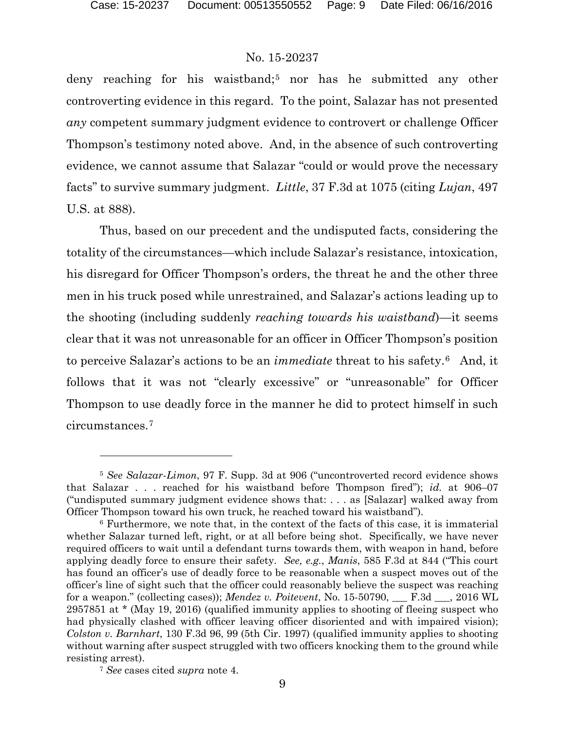deny reaching for his waistband;[5] nor has he submitted any other controverting evidence in this regard. To the point, Salazar has not presented *any* competent summary judgment evidence to controvert or challenge Officer Thompson's testimony noted above. And, in the absence of such controverting evidence, we cannot assume that Salazar "could or would prove the necessary facts" to survive summary judgment. *Little*, 37 F.3d at 1075 (citing *Lujan*, 497 U.S. at 888).

Thus, based on our precedent and the undisputed facts, considering the totality of the circumstances—which include Salazar's resistance, intoxication, his disregard for Officer Thompson's orders, the threat he and the other three men in his truck posed while unrestrained, and Salazar's actions leading up to the shooting (including suddenly *reaching towards his waistband*)—it seems clear that it was not unreasonable for an officer in Officer Thompson's position to perceive Salazar's actions to be an *immediate* threat to his safety.[6] And, it follows that it was not "clearly excessive" or "unreasonable" for Officer Thompson to use deadly force in the manner he did to protect himself in such circumstances.[7]

---

[5] *See Salazar-Limon*, 97 F. Supp. 3d at 906 ("uncontroverted record evidence shows that Salazar . . . reached for his waistband before Thompson fired"); *id.* at 906–07 ("undisputed summary judgment evidence shows that: . . . as [Salazar] walked away from Officer Thompson toward his own truck, he reached toward his waistband").

[6] Furthermore, we note that, in the context of the facts of this case, it is immaterial whether Salazar turned left, right, or at all before being shot. Specifically, we have never required officers to wait until a defendant turns towards them, with weapon in hand, before applying deadly force to ensure their safety. *See, e.g.*, *Manis*, 585 F.3d at 844 ("This court has found an officer's use of deadly force to be reasonable when a suspect moves out of the officer's line of sight such that the officer could reasonably believe the suspect was reaching for a weapon." (collecting cases)); *Mendez v. Poitevent*, No. 15-50790, ___ F.3d ___, 2016 WL 2957851 at * (May 19, 2016) (qualified immunity applies to shooting of fleeing suspect who had physically clashed with officer leaving officer disoriented and with impaired vision); *Colston v. Barnhart*, 130 F.3d 96, 99 (5th Cir. 1997) (qualified immunity applies to shooting without warning after suspect struggled with two officers knocking them to the ground while resisting arrest).

[7] *See* cases cited *supra* note 4.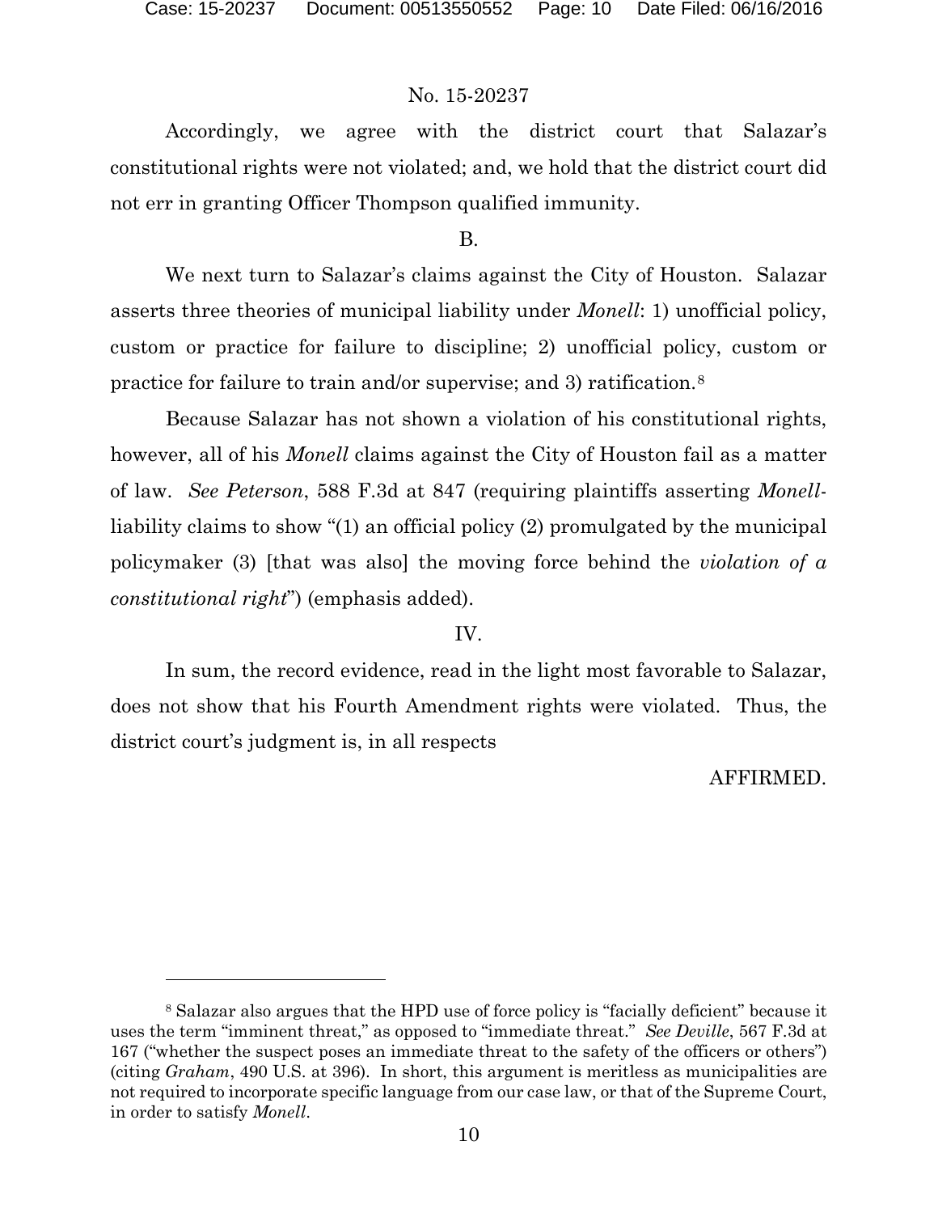No. 15-20237

Accordingly, we agree with the district court that Salazar's constitutional rights were not violated; and, we hold that the district court did not err in granting Officer Thompson qualified immunity.

B.

We next turn to Salazar's claims against the City of Houston. Salazar asserts three theories of municipal liability under *Monell*: 1) unofficial policy, custom or practice for failure to discipline; 2) unofficial policy, custom or practice for failure to train and/or supervise; and 3) ratification.[8]

Because Salazar has not shown a violation of his constitutional rights, however, all of his *Monell* claims against the City of Houston fail as a matter of law. *See Peterson*, 588 F.3d at 847 (requiring plaintiffs asserting *Monell*-liability claims to show "(1) an official policy (2) promulgated by the municipal policymaker (3) [that was also] the moving force behind the *violation of a constitutional right*") (emphasis added).

IV.

In sum, the record evidence, read in the light most favorable to Salazar, does not show that his Fourth Amendment rights were violated. Thus, the district court's judgment is, in all respects

AFFIRMED.

---

[8] Salazar also argues that the HPD use of force policy is "facially deficient" because it uses the term "imminent threat," as opposed to "immediate threat." *See Deville*, 567 F.3d at 167 ("whether the suspect poses an immediate threat to the safety of the officers or others") (citing *Graham*, 490 U.S. at 396). In short, this argument is meritless as municipalities are not required to incorporate specific language from our case law, or that of the Supreme Court, in order to satisfy *Monell*.